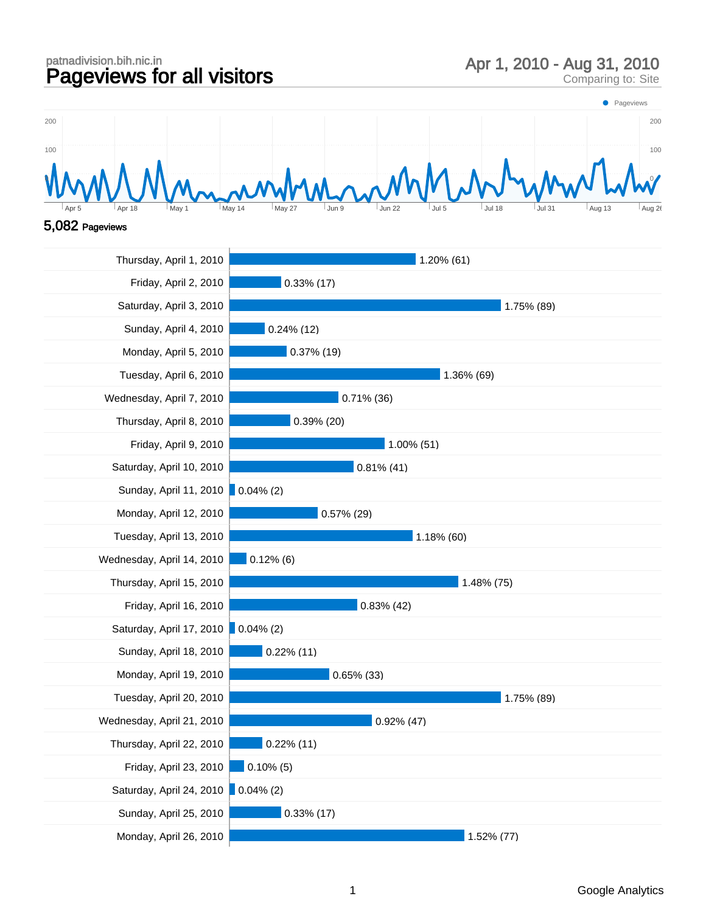patnadivision.bih.nic.in

# Pageviews for all visitors

Apr 1, 2010 - Aug 31, 2010
Comparing to: Site

**5,082** Pageviews

| Date | Pageviews |
|---|---|
| Thursday, April 1, 2010 | 1.20% (61) |
| Friday, April 2, 2010 | 0.33% (17) |
| Saturday, April 3, 2010 | 1.75% (89) |
| Sunday, April 4, 2010 | 0.24% (12) |
| Monday, April 5, 2010 | 0.37% (19) |
| Tuesday, April 6, 2010 | 1.36% (69) |
| Wednesday, April 7, 2010 | 0.71% (36) |
| Thursday, April 8, 2010 | 0.39% (20) |
| Friday, April 9, 2010 | 1.00% (51) |
| Saturday, April 10, 2010 | 0.81% (41) |
| Sunday, April 11, 2010 | 0.04% (2) |
| Monday, April 12, 2010 | 0.57% (29) |
| Tuesday, April 13, 2010 | 1.18% (60) |
| Wednesday, April 14, 2010 | 0.12% (6) |
| Thursday, April 15, 2010 | 1.48% (75) |
| Friday, April 16, 2010 | 0.83% (42) |
| Saturday, April 17, 2010 | 0.04% (2) |
| Sunday, April 18, 2010 | 0.22% (11) |
| Monday, April 19, 2010 | 0.65% (33) |
| Tuesday, April 20, 2010 | 1.75% (89) |
| Wednesday, April 21, 2010 | 0.92% (47) |
| Thursday, April 22, 2010 | 0.22% (11) |
| Friday, April 23, 2010 | 0.10% (5) |
| Saturday, April 24, 2010 | 0.04% (2) |
| Sunday, April 25, 2010 | 0.33% (17) |
| Monday, April 26, 2010 | 1.52% (77) |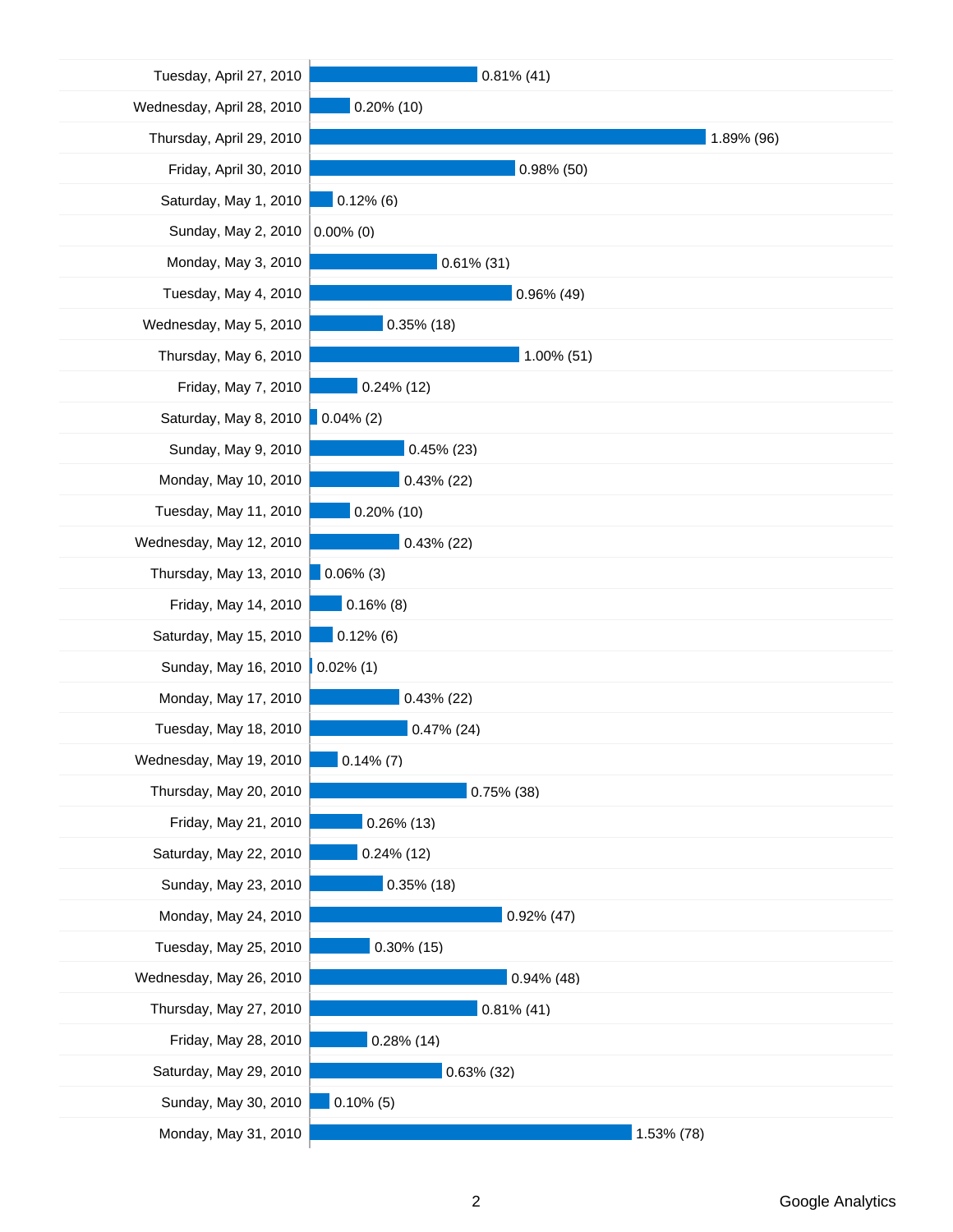| Date | Value |
| --- | --- |
| Tuesday, April 27, 2010 | 0.81% (41) |
| Wednesday, April 28, 2010 | 0.20% (10) |
| Thursday, April 29, 2010 | 1.89% (96) |
| Friday, April 30, 2010 | 0.98% (50) |
| Saturday, May 1, 2010 | 0.12% (6) |
| Sunday, May 2, 2010 | 0.00% (0) |
| Monday, May 3, 2010 | 0.61% (31) |
| Tuesday, May 4, 2010 | 0.96% (49) |
| Wednesday, May 5, 2010 | 0.35% (18) |
| Thursday, May 6, 2010 | 1.00% (51) |
| Friday, May 7, 2010 | 0.24% (12) |
| Saturday, May 8, 2010 | 0.04% (2) |
| Sunday, May 9, 2010 | 0.45% (23) |
| Monday, May 10, 2010 | 0.43% (22) |
| Tuesday, May 11, 2010 | 0.20% (10) |
| Wednesday, May 12, 2010 | 0.43% (22) |
| Thursday, May 13, 2010 | 0.06% (3) |
| Friday, May 14, 2010 | 0.16% (8) |
| Saturday, May 15, 2010 | 0.12% (6) |
| Sunday, May 16, 2010 | 0.02% (1) |
| Monday, May 17, 2010 | 0.43% (22) |
| Tuesday, May 18, 2010 | 0.47% (24) |
| Wednesday, May 19, 2010 | 0.14% (7) |
| Thursday, May 20, 2010 | 0.75% (38) |
| Friday, May 21, 2010 | 0.26% (13) |
| Saturday, May 22, 2010 | 0.24% (12) |
| Sunday, May 23, 2010 | 0.35% (18) |
| Monday, May 24, 2010 | 0.92% (47) |
| Tuesday, May 25, 2010 | 0.30% (15) |
| Wednesday, May 26, 2010 | 0.94% (48) |
| Thursday, May 27, 2010 | 0.81% (41) |
| Friday, May 28, 2010 | 0.28% (14) |
| Saturday, May 29, 2010 | 0.63% (32) |
| Sunday, May 30, 2010 | 0.10% (5) |
| Monday, May 31, 2010 | 1.53% (78) |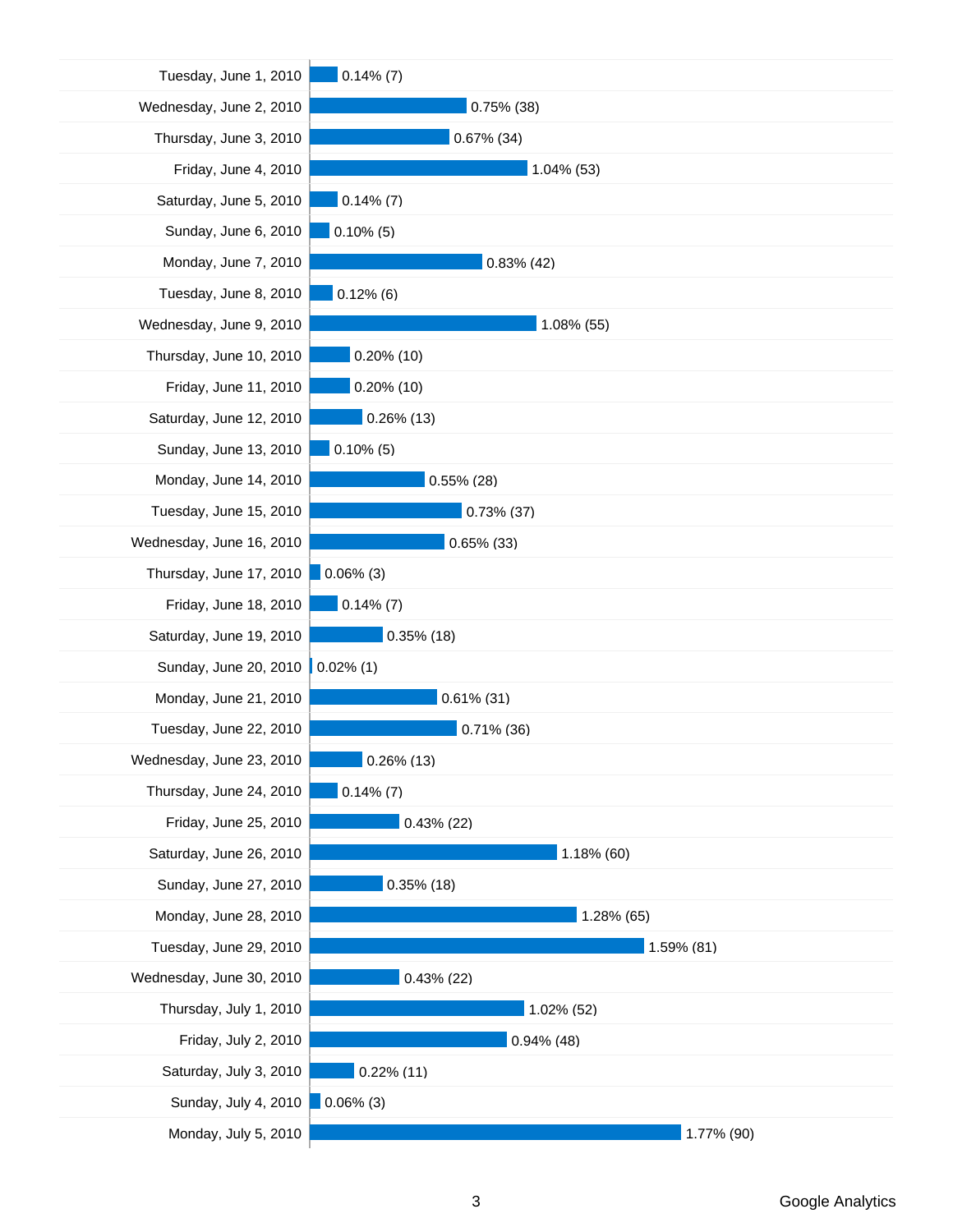| Date | Value |
|---|---|
| Tuesday, June 1, 2010 | 0.14% (7) |
| Wednesday, June 2, 2010 | 0.75% (38) |
| Thursday, June 3, 2010 | 0.67% (34) |
| Friday, June 4, 2010 | 1.04% (53) |
| Saturday, June 5, 2010 | 0.14% (7) |
| Sunday, June 6, 2010 | 0.10% (5) |
| Monday, June 7, 2010 | 0.83% (42) |
| Tuesday, June 8, 2010 | 0.12% (6) |
| Wednesday, June 9, 2010 | 1.08% (55) |
| Thursday, June 10, 2010 | 0.20% (10) |
| Friday, June 11, 2010 | 0.20% (10) |
| Saturday, June 12, 2010 | 0.26% (13) |
| Sunday, June 13, 2010 | 0.10% (5) |
| Monday, June 14, 2010 | 0.55% (28) |
| Tuesday, June 15, 2010 | 0.73% (37) |
| Wednesday, June 16, 2010 | 0.65% (33) |
| Thursday, June 17, 2010 | 0.06% (3) |
| Friday, June 18, 2010 | 0.14% (7) |
| Saturday, June 19, 2010 | 0.35% (18) |
| Sunday, June 20, 2010 | 0.02% (1) |
| Monday, June 21, 2010 | 0.61% (31) |
| Tuesday, June 22, 2010 | 0.71% (36) |
| Wednesday, June 23, 2010 | 0.26% (13) |
| Thursday, June 24, 2010 | 0.14% (7) |
| Friday, June 25, 2010 | 0.43% (22) |
| Saturday, June 26, 2010 | 1.18% (60) |
| Sunday, June 27, 2010 | 0.35% (18) |
| Monday, June 28, 2010 | 1.28% (65) |
| Tuesday, June 29, 2010 | 1.59% (81) |
| Wednesday, June 30, 2010 | 0.43% (22) |
| Thursday, July 1, 2010 | 1.02% (52) |
| Friday, July 2, 2010 | 0.94% (48) |
| Saturday, July 3, 2010 | 0.22% (11) |
| Sunday, July 4, 2010 | 0.06% (3) |
| Monday, July 5, 2010 | 1.77% (90) |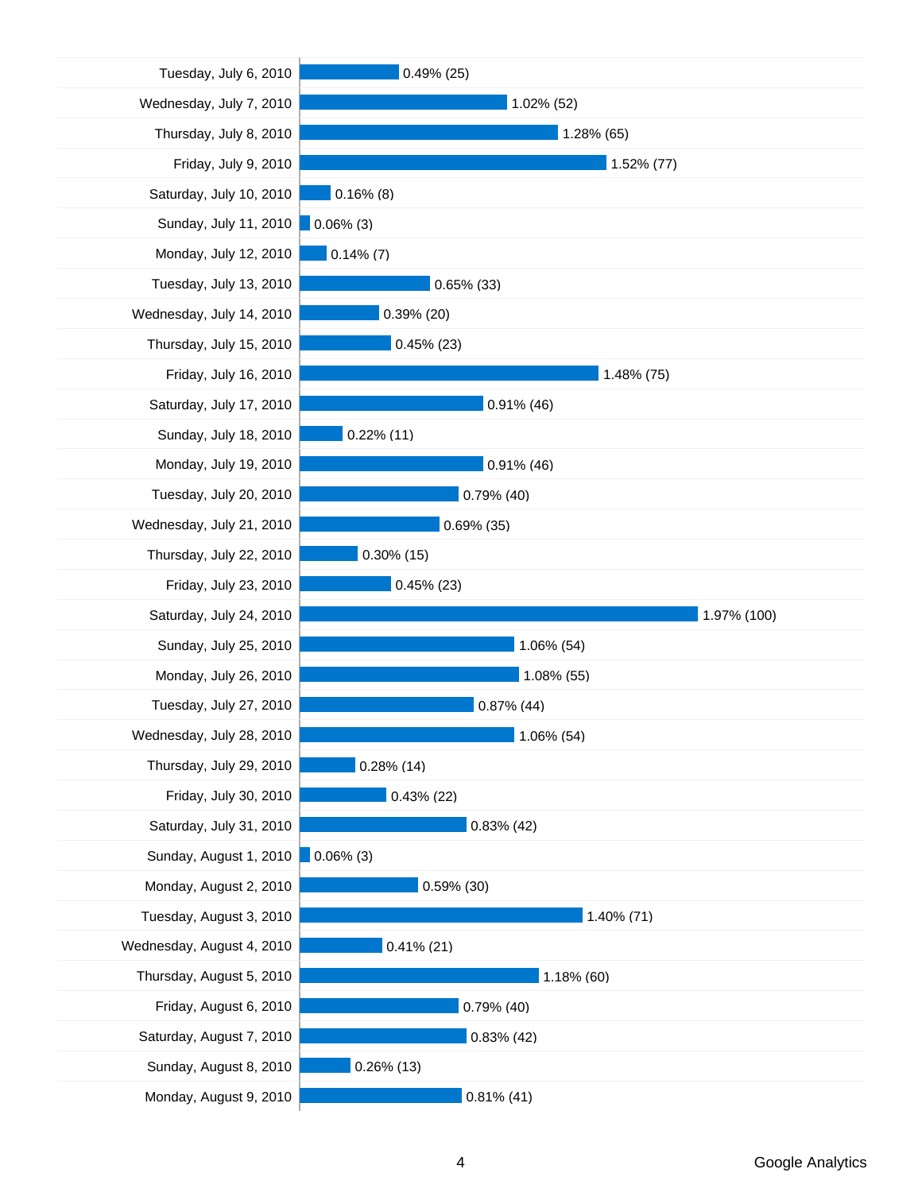| Date | Visits |
| --- | --- |
| Tuesday, July 6, 2010 | 0.49% (25) |
| Wednesday, July 7, 2010 | 1.02% (52) |
| Thursday, July 8, 2010 | 1.28% (65) |
| Friday, July 9, 2010 | 1.52% (77) |
| Saturday, July 10, 2010 | 0.16% (8) |
| Sunday, July 11, 2010 | 0.06% (3) |
| Monday, July 12, 2010 | 0.14% (7) |
| Tuesday, July 13, 2010 | 0.65% (33) |
| Wednesday, July 14, 2010 | 0.39% (20) |
| Thursday, July 15, 2010 | 0.45% (23) |
| Friday, July 16, 2010 | 1.48% (75) |
| Saturday, July 17, 2010 | 0.91% (46) |
| Sunday, July 18, 2010 | 0.22% (11) |
| Monday, July 19, 2010 | 0.91% (46) |
| Tuesday, July 20, 2010 | 0.79% (40) |
| Wednesday, July 21, 2010 | 0.69% (35) |
| Thursday, July 22, 2010 | 0.30% (15) |
| Friday, July 23, 2010 | 0.45% (23) |
| Saturday, July 24, 2010 | 1.97% (100) |
| Sunday, July 25, 2010 | 1.06% (54) |
| Monday, July 26, 2010 | 1.08% (55) |
| Tuesday, July 27, 2010 | 0.87% (44) |
| Wednesday, July 28, 2010 | 1.06% (54) |
| Thursday, July 29, 2010 | 0.28% (14) |
| Friday, July 30, 2010 | 0.43% (22) |
| Saturday, July 31, 2010 | 0.83% (42) |
| Sunday, August 1, 2010 | 0.06% (3) |
| Monday, August 2, 2010 | 0.59% (30) |
| Tuesday, August 3, 2010 | 1.40% (71) |
| Wednesday, August 4, 2010 | 0.41% (21) |
| Thursday, August 5, 2010 | 1.18% (60) |
| Friday, August 6, 2010 | 0.79% (40) |
| Saturday, August 7, 2010 | 0.83% (42) |
| Sunday, August 8, 2010 | 0.26% (13) |
| Monday, August 9, 2010 | 0.81% (41) |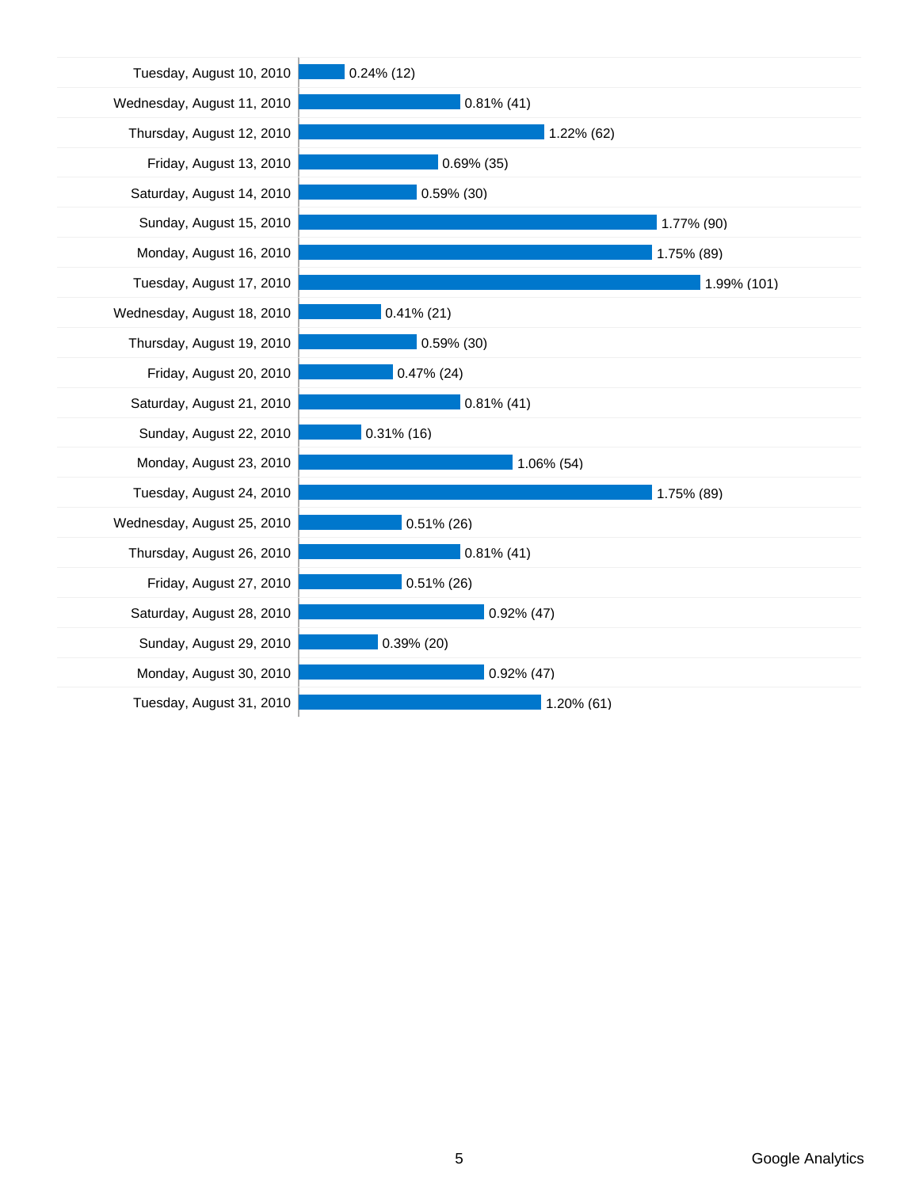Tuesday, August 10, 2010
0.24% (12)
Wednesday, August 11, 2010
0.81% (41)
Thursday, August 12, 2010
1.22% (62)
Friday, August 13, 2010
0.69% (35)
Saturday, August 14, 2010
0.59% (30)
Sunday, August 15, 2010
1.77% (90)
Monday, August 16, 2010
1.75% (89)
Tuesday, August 17, 2010
1.99% (101)
Wednesday, August 18, 2010
0.41% (21)
Thursday, August 19, 2010
0.59% (30)
Friday, August 20, 2010
0.47% (24)
Saturday, August 21, 2010
0.81% (41)
Sunday, August 22, 2010
0.31% (16)
Monday, August 23, 2010
1.06% (54)
Tuesday, August 24, 2010
1.75% (89)
Wednesday, August 25, 2010
0.51% (26)
Thursday, August 26, 2010
0.81% (41)
Friday, August 27, 2010
0.51% (26)
Saturday, August 28, 2010
0.92% (47)
Sunday, August 29, 2010
0.39% (20)
Monday, August 30, 2010
0.92% (47)
Tuesday, August 31, 2010
1.20% (61)